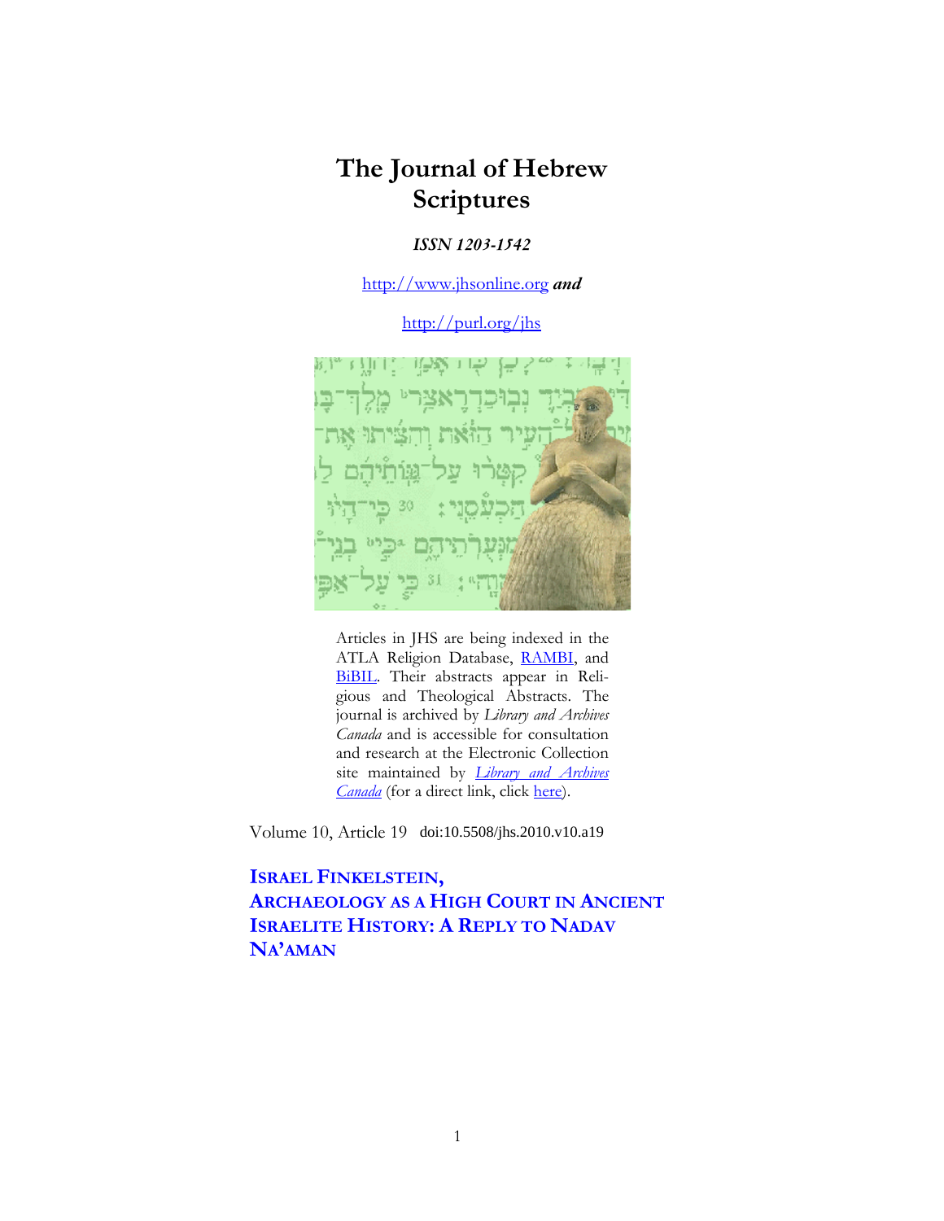# The Journal of Hebrew Scriptures

***ISSN 1203-1542***

http://www.jhsonline.org ***and***

http://purl.org/jhs

Articles in JHS are being indexed in the ATLA Religion Database, RAMBI, and BiBIL. Their abstracts appear in Religious and Theological Abstracts. The journal is archived by *Library and Archives Canada* and is accessible for consultation and research at the Electronic Collection site maintained by *Library and Archives Canada* (for a direct link, click here).

Volume 10, Article 19 doi:10.5508/jhs.2010.v10.a19

## ISRAEL FINKELSTEIN, ARCHAEOLOGY AS A HIGH COURT IN ANCIENT ISRAELITE HISTORY: A REPLY TO NADAV NA'AMAN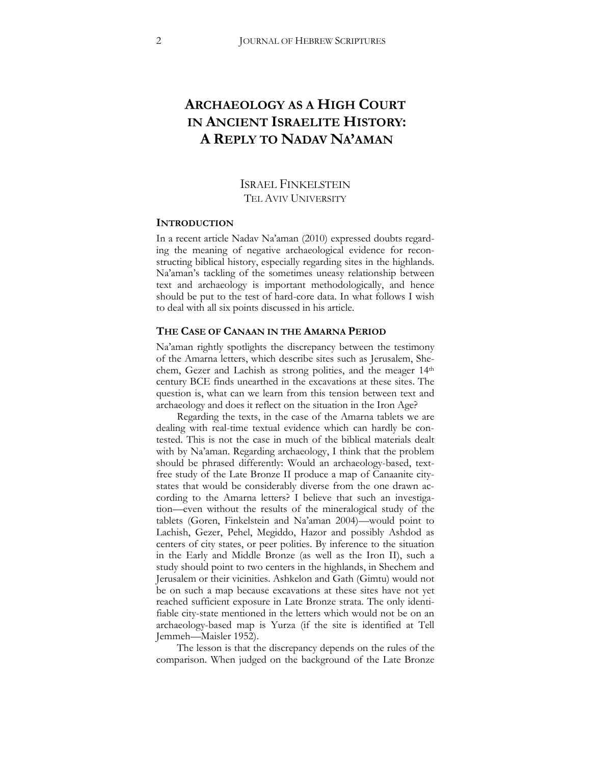# ARCHAEOLOGY AS A HIGH COURT IN ANCIENT ISRAELITE HISTORY: A REPLY TO NADAV NA'AMAN

ISRAEL FINKELSTEIN
TEL AVIV UNIVERSITY

## INTRODUCTION

In a recent article Nadav Na'aman (2010) expressed doubts regarding the meaning of negative archaeological evidence for reconstructing biblical history, especially regarding sites in the highlands. Na'aman's tackling of the sometimes uneasy relationship between text and archaeology is important methodologically, and hence should be put to the test of hard-core data. In what follows I wish to deal with all six points discussed in his article.

## THE CASE OF CANAAN IN THE AMARNA PERIOD

Na'aman rightly spotlights the discrepancy between the testimony of the Amarna letters, which describe sites such as Jerusalem, Shechem, Gezer and Lachish as strong polities, and the meager 14th century BCE finds unearthed in the excavations at these sites. The question is, what can we learn from this tension between text and archaeology and does it reflect on the situation in the Iron Age?

Regarding the texts, in the case of the Amarna tablets we are dealing with real-time textual evidence which can hardly be contested. This is not the case in much of the biblical materials dealt with by Na'aman. Regarding archaeology, I think that the problem should be phrased differently: Would an archaeology-based, text-free study of the Late Bronze II produce a map of Canaanite city-states that would be considerably diverse from the one drawn according to the Amarna letters? I believe that such an investigation—even without the results of the mineralogical study of the tablets (Goren, Finkelstein and Na'aman 2004)—would point to Lachish, Gezer, Pehel, Megiddo, Hazor and possibly Ashdod as centers of city states, or peer polities. By inference to the situation in the Early and Middle Bronze (as well as the Iron II), such a study should point to two centers in the highlands, in Shechem and Jerusalem or their vicinities. Ashkelon and Gath (Gimtu) would not be on such a map because excavations at these sites have not yet reached sufficient exposure in Late Bronze strata. The only identifiable city-state mentioned in the letters which would not be on an archaeology-based map is Yurza (if the site is identified at Tell Jemmeh—Maisler 1952).

The lesson is that the discrepancy depends on the rules of the comparison. When judged on the background of the Late Bronze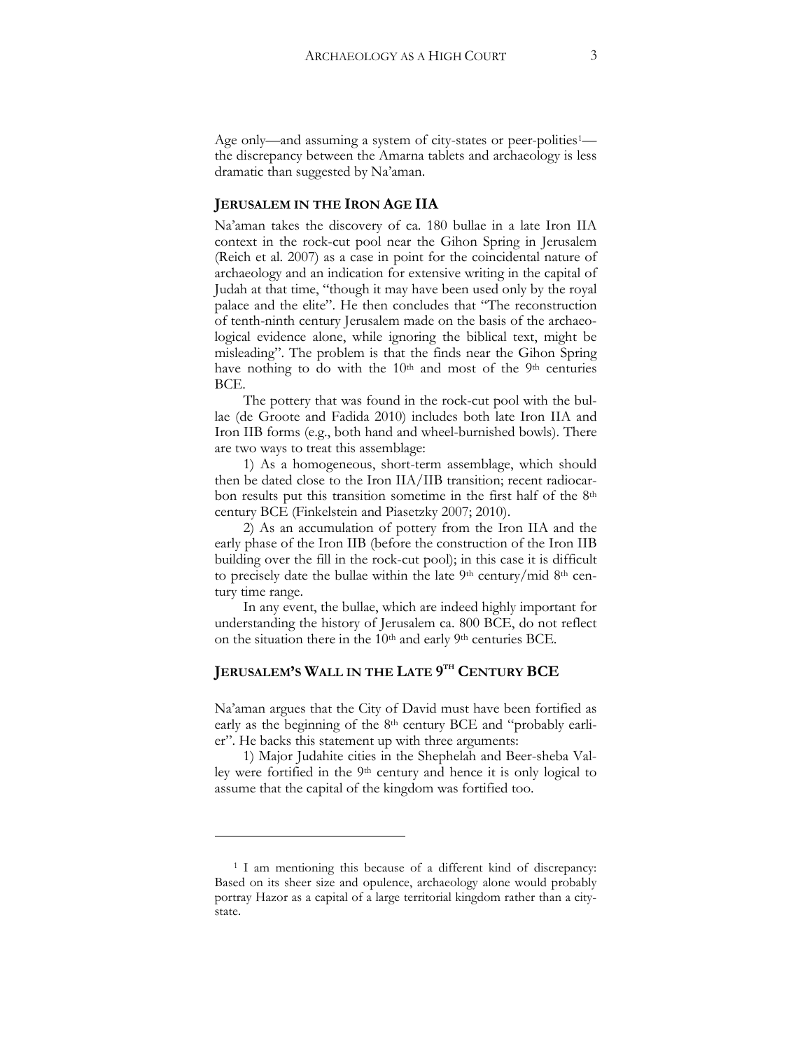Age only—and assuming a system of city-states or peer-polities[1]—the discrepancy between the Amarna tablets and archaeology is less dramatic than suggested by Na'aman.

## JERUSALEM IN THE IRON AGE IIA

Na'aman takes the discovery of ca. 180 bullae in a late Iron IIA context in the rock-cut pool near the Gihon Spring in Jerusalem (Reich et al. 2007) as a case in point for the coincidental nature of archaeology and an indication for extensive writing in the capital of Judah at that time, "though it may have been used only by the royal palace and the elite". He then concludes that "The reconstruction of tenth-ninth century Jerusalem made on the basis of the archaeological evidence alone, while ignoring the biblical text, might be misleading". The problem is that the finds near the Gihon Spring have nothing to do with the 10th and most of the 9th centuries BCE.

The pottery that was found in the rock-cut pool with the bullae (de Groote and Fadida 2010) includes both late Iron IIA and Iron IIB forms (e.g., both hand and wheel-burnished bowls). There are two ways to treat this assemblage:

1) As a homogeneous, short-term assemblage, which should then be dated close to the Iron IIA/IIB transition; recent radiocarbon results put this transition sometime in the first half of the 8th century BCE (Finkelstein and Piasetzky 2007; 2010).

2) As an accumulation of pottery from the Iron IIA and the early phase of the Iron IIB (before the construction of the Iron IIB building over the fill in the rock-cut pool); in this case it is difficult to precisely date the bullae within the late 9th century/mid 8th century time range.

In any event, the bullae, which are indeed highly important for understanding the history of Jerusalem ca. 800 BCE, do not reflect on the situation there in the 10th and early 9th centuries BCE.

## JERUSALEM'S WALL IN THE LATE 9TH CENTURY BCE

Na'aman argues that the City of David must have been fortified as early as the beginning of the 8th century BCE and "probably earlier". He backs this statement up with three arguments:

1) Major Judahite cities in the Shephelah and Beer-sheba Valley were fortified in the 9th century and hence it is only logical to assume that the capital of the kingdom was fortified too.

---

[1] I am mentioning this because of a different kind of discrepancy: Based on its sheer size and opulence, archaeology alone would probably portray Hazor as a capital of a large territorial kingdom rather than a city-state.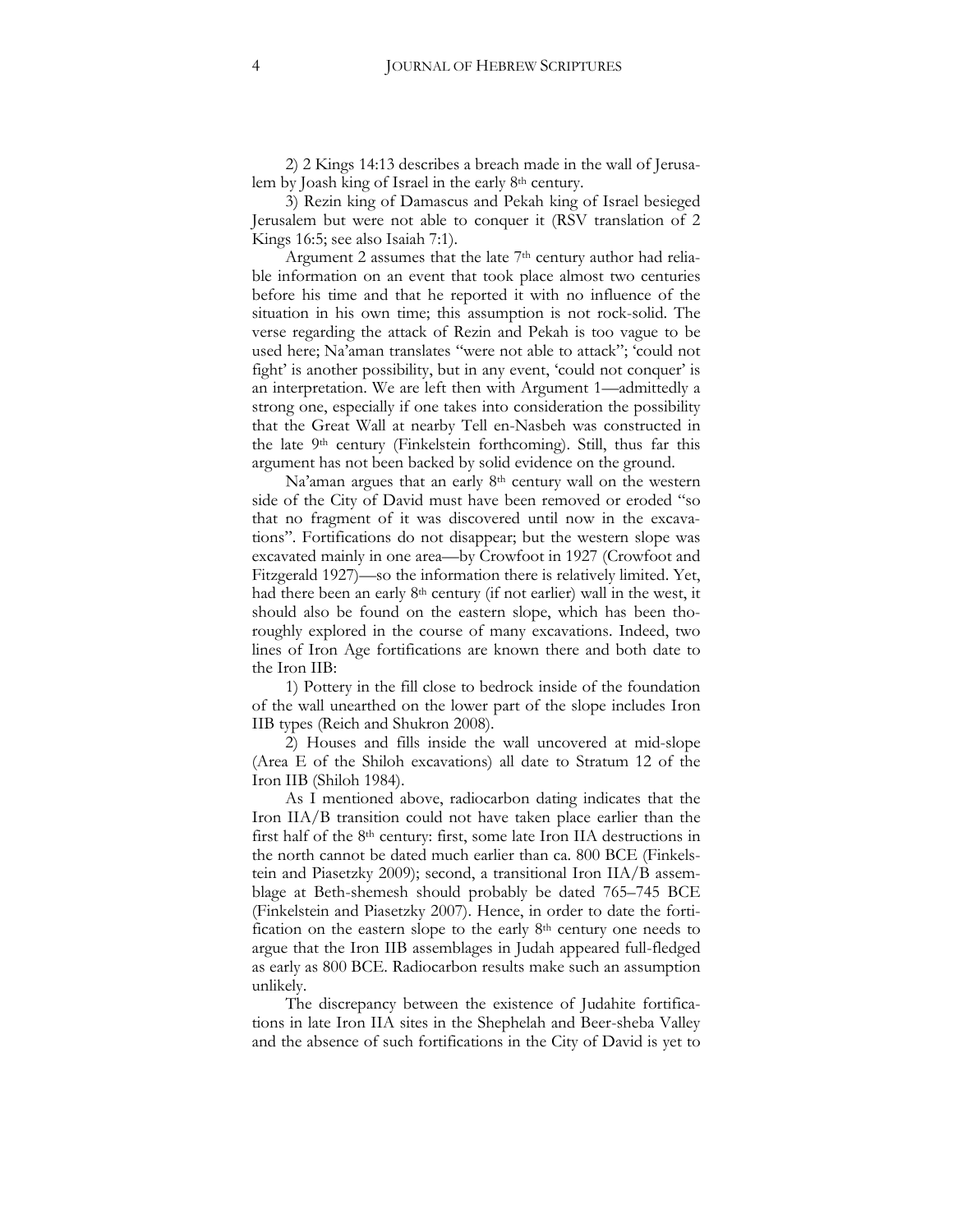2) 2 Kings 14:13 describes a breach made in the wall of Jerusalem by Joash king of Israel in the early 8th century.

3) Rezin king of Damascus and Pekah king of Israel besieged Jerusalem but were not able to conquer it (RSV translation of 2 Kings 16:5; see also Isaiah 7:1).

Argument 2 assumes that the late 7th century author had reliable information on an event that took place almost two centuries before his time and that he reported it with no influence of the situation in his own time; this assumption is not rock-solid. The verse regarding the attack of Rezin and Pekah is too vague to be used here; Na'aman translates "were not able to attack"; 'could not fight' is another possibility, but in any event, 'could not conquer' is an interpretation. We are left then with Argument 1—admittedly a strong one, especially if one takes into consideration the possibility that the Great Wall at nearby Tell en-Nasbeh was constructed in the late 9th century (Finkelstein forthcoming). Still, thus far this argument has not been backed by solid evidence on the ground.

Na'aman argues that an early 8th century wall on the western side of the City of David must have been removed or eroded "so that no fragment of it was discovered until now in the excavations". Fortifications do not disappear; but the western slope was excavated mainly in one area—by Crowfoot in 1927 (Crowfoot and Fitzgerald 1927)—so the information there is relatively limited. Yet, had there been an early 8th century (if not earlier) wall in the west, it should also be found on the eastern slope, which has been thoroughly explored in the course of many excavations. Indeed, two lines of Iron Age fortifications are known there and both date to the Iron IIB:

1) Pottery in the fill close to bedrock inside of the foundation of the wall unearthed on the lower part of the slope includes Iron IIB types (Reich and Shukron 2008).

2) Houses and fills inside the wall uncovered at mid-slope (Area E of the Shiloh excavations) all date to Stratum 12 of the Iron IIB (Shiloh 1984).

As I mentioned above, radiocarbon dating indicates that the Iron IIA/B transition could not have taken place earlier than the first half of the 8th century: first, some late Iron IIA destructions in the north cannot be dated much earlier than ca. 800 BCE (Finkelstein and Piasetzky 2009); second, a transitional Iron IIA/B assemblage at Beth-shemesh should probably be dated 765–745 BCE (Finkelstein and Piasetzky 2007). Hence, in order to date the fortification on the eastern slope to the early 8th century one needs to argue that the Iron IIB assemblages in Judah appeared full-fledged as early as 800 BCE. Radiocarbon results make such an assumption unlikely.

The discrepancy between the existence of Judahite fortifications in late Iron IIA sites in the Shephelah and Beer-sheba Valley and the absence of such fortifications in the City of David is yet to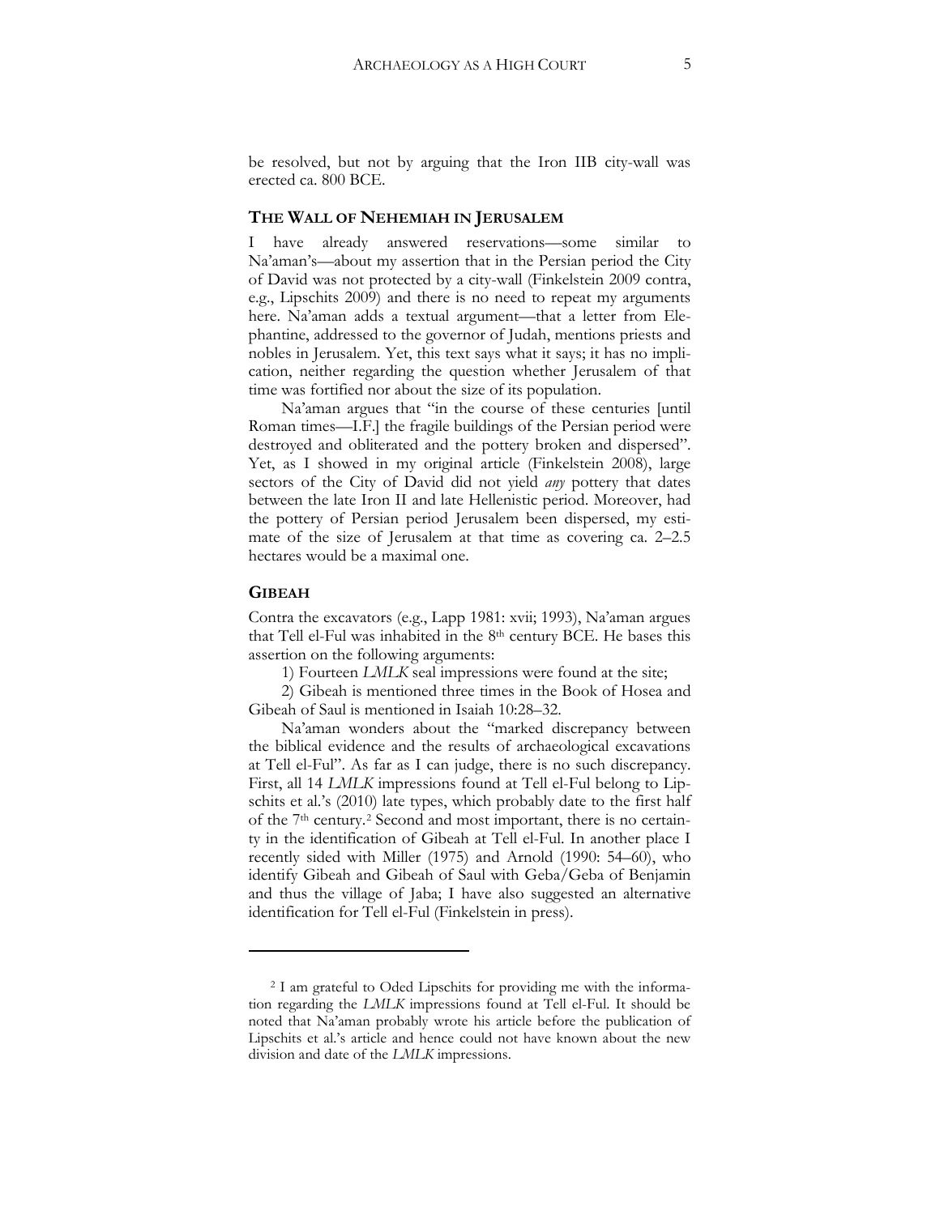be resolved, but not by arguing that the Iron IIB city-wall was erected ca. 800 BCE.

## THE WALL OF NEHEMIAH IN JERUSALEM

I have already answered reservations—some similar to Na'aman's—about my assertion that in the Persian period the City of David was not protected by a city-wall (Finkelstein 2009 contra, e.g., Lipschits 2009) and there is no need to repeat my arguments here. Na'aman adds a textual argument—that a letter from Elephantine, addressed to the governor of Judah, mentions priests and nobles in Jerusalem. Yet, this text says what it says; it has no implication, neither regarding the question whether Jerusalem of that time was fortified nor about the size of its population.

Na'aman argues that "in the course of these centuries [until Roman times—I.F.] the fragile buildings of the Persian period were destroyed and obliterated and the pottery broken and dispersed". Yet, as I showed in my original article (Finkelstein 2008), large sectors of the City of David did not yield *any* pottery that dates between the late Iron II and late Hellenistic period. Moreover, had the pottery of Persian period Jerusalem been dispersed, my estimate of the size of Jerusalem at that time as covering ca. 2–2.5 hectares would be a maximal one.

## GIBEAH

Contra the excavators (e.g., Lapp 1981: xvii; 1993), Na'aman argues that Tell el-Ful was inhabited in the 8th century BCE. He bases this assertion on the following arguments:

1) Fourteen *LMLK* seal impressions were found at the site;

2) Gibeah is mentioned three times in the Book of Hosea and Gibeah of Saul is mentioned in Isaiah 10:28–32.

Na'aman wonders about the "marked discrepancy between the biblical evidence and the results of archaeological excavations at Tell el-Ful". As far as I can judge, there is no such discrepancy. First, all 14 *LMLK* impressions found at Tell el-Ful belong to Lipschits et al.'s (2010) late types, which probably date to the first half of the 7th century.[2] Second and most important, there is no certainty in the identification of Gibeah at Tell el-Ful. In another place I recently sided with Miller (1975) and Arnold (1990: 54–60), who identify Gibeah and Gibeah of Saul with Geba/Geba of Benjamin and thus the village of Jaba; I have also suggested an alternative identification for Tell el-Ful (Finkelstein in press).

---

[2] I am grateful to Oded Lipschits for providing me with the information regarding the *LMLK* impressions found at Tell el-Ful. It should be noted that Na'aman probably wrote his article before the publication of Lipschits et al.'s article and hence could not have known about the new division and date of the *LMLK* impressions.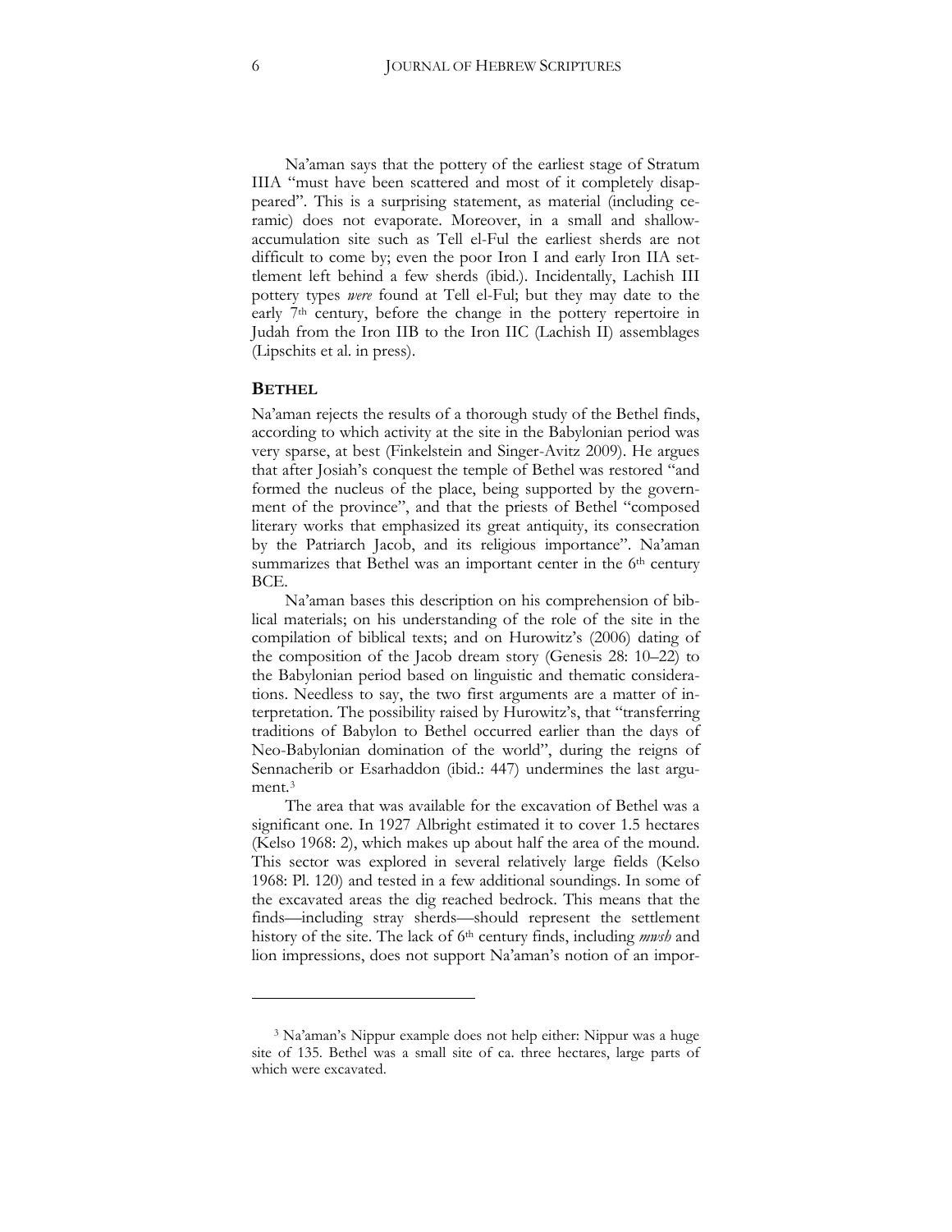Na'aman says that the pottery of the earliest stage of Stratum IIIA "must have been scattered and most of it completely disappeared". This is a surprising statement, as material (including ceramic) does not evaporate. Moreover, in a small and shallow-accumulation site such as Tell el-Ful the earliest sherds are not difficult to come by; even the poor Iron I and early Iron IIA settlement left behind a few sherds (ibid.). Incidentally, Lachish III pottery types *were* found at Tell el-Ful; but they may date to the early 7th century, before the change in the pottery repertoire in Judah from the Iron IIB to the Iron IIC (Lachish II) assemblages (Lipschits et al. in press).

## BETHEL

Na'aman rejects the results of a thorough study of the Bethel finds, according to which activity at the site in the Babylonian period was very sparse, at best (Finkelstein and Singer-Avitz 2009). He argues that after Josiah's conquest the temple of Bethel was restored "and formed the nucleus of the place, being supported by the government of the province", and that the priests of Bethel "composed literary works that emphasized its great antiquity, its consecration by the Patriarch Jacob, and its religious importance". Na'aman summarizes that Bethel was an important center in the 6th century BCE.

Na'aman bases this description on his comprehension of biblical materials; on his understanding of the role of the site in the compilation of biblical texts; and on Hurowitz's (2006) dating of the composition of the Jacob dream story (Genesis 28: 10–22) to the Babylonian period based on linguistic and thematic considerations. Needless to say, the two first arguments are a matter of interpretation. The possibility raised by Hurowitz's, that "transferring traditions of Babylon to Bethel occurred earlier than the days of Neo-Babylonian domination of the world", during the reigns of Sennacherib or Esarhaddon (ibid.: 447) undermines the last argument.[3]

The area that was available for the excavation of Bethel was a significant one. In 1927 Albright estimated it to cover 1.5 hectares (Kelso 1968: 2), which makes up about half the area of the mound. This sector was explored in several relatively large fields (Kelso 1968: Pl. 120) and tested in a few additional soundings. In some of the excavated areas the dig reached bedrock. This means that the finds—including stray sherds—should represent the settlement history of the site. The lack of 6th century finds, including *mwsh* and lion impressions, does not support Na'aman's notion of an impor-

[3] Na'aman's Nippur example does not help either: Nippur was a huge site of 135. Bethel was a small site of ca. three hectares, large parts of which were excavated.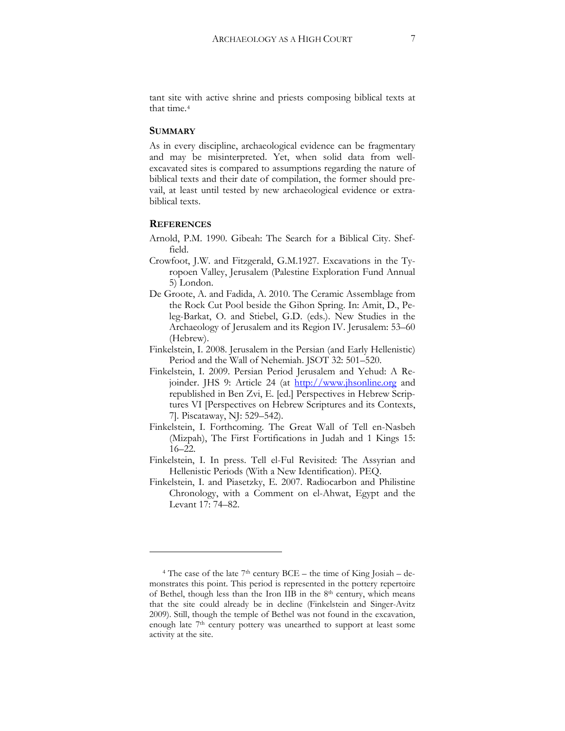tant site with active shrine and priests composing biblical texts at that time.[4]

## Summary

As in every discipline, archaeological evidence can be fragmentary and may be misinterpreted. Yet, when solid data from well-excavated sites is compared to assumptions regarding the nature of biblical texts and their date of compilation, the former should prevail, at least until tested by new archaeological evidence or extra-biblical texts.

## References

Arnold, P.M. 1990. Gibeah: The Search for a Biblical City. Sheffield.

Crowfoot, J.W. and Fitzgerald, G.M.1927. Excavations in the Tyropoen Valley, Jerusalem (Palestine Exploration Fund Annual 5) London.

De Groote, A. and Fadida, A. 2010. The Ceramic Assemblage from the Rock Cut Pool beside the Gihon Spring. In: Amit, D., Peleg-Barkat, O. and Stiebel, G.D. (eds.). New Studies in the Archaeology of Jerusalem and its Region IV. Jerusalem: 53–60 (Hebrew).

Finkelstein, I. 2008. Jerusalem in the Persian (and Early Hellenistic) Period and the Wall of Nehemiah. JSOT 32: 501–520.

Finkelstein, I. 2009. Persian Period Jerusalem and Yehud: A Rejoinder. JHS 9: Article 24 (at http://www.jhsonline.org and republished in Ben Zvi, E. [ed.] Perspectives in Hebrew Scriptures VI [Perspectives on Hebrew Scriptures and its Contexts, 7]. Piscataway, NJ: 529–542).

Finkelstein, I. Forthcoming. The Great Wall of Tell en-Nasbeh (Mizpah), The First Fortifications in Judah and 1 Kings 15: 16–22.

Finkelstein, I. In press. Tell el-Ful Revisited: The Assyrian and Hellenistic Periods (With a New Identification). PEQ.

Finkelstein, I. and Piasetzky, E. 2007. Radiocarbon and Philistine Chronology, with a Comment on el-Ahwat, Egypt and the Levant 17: 74–82.

---

[4] The case of the late 7th century BCE – the time of King Josiah – demonstrates this point. This period is represented in the pottery repertoire of Bethel, though less than the Iron IIB in the 8th century, which means that the site could already be in decline (Finkelstein and Singer-Avitz 2009). Still, though the temple of Bethel was not found in the excavation, enough late 7th century pottery was unearthed to support at least some activity at the site.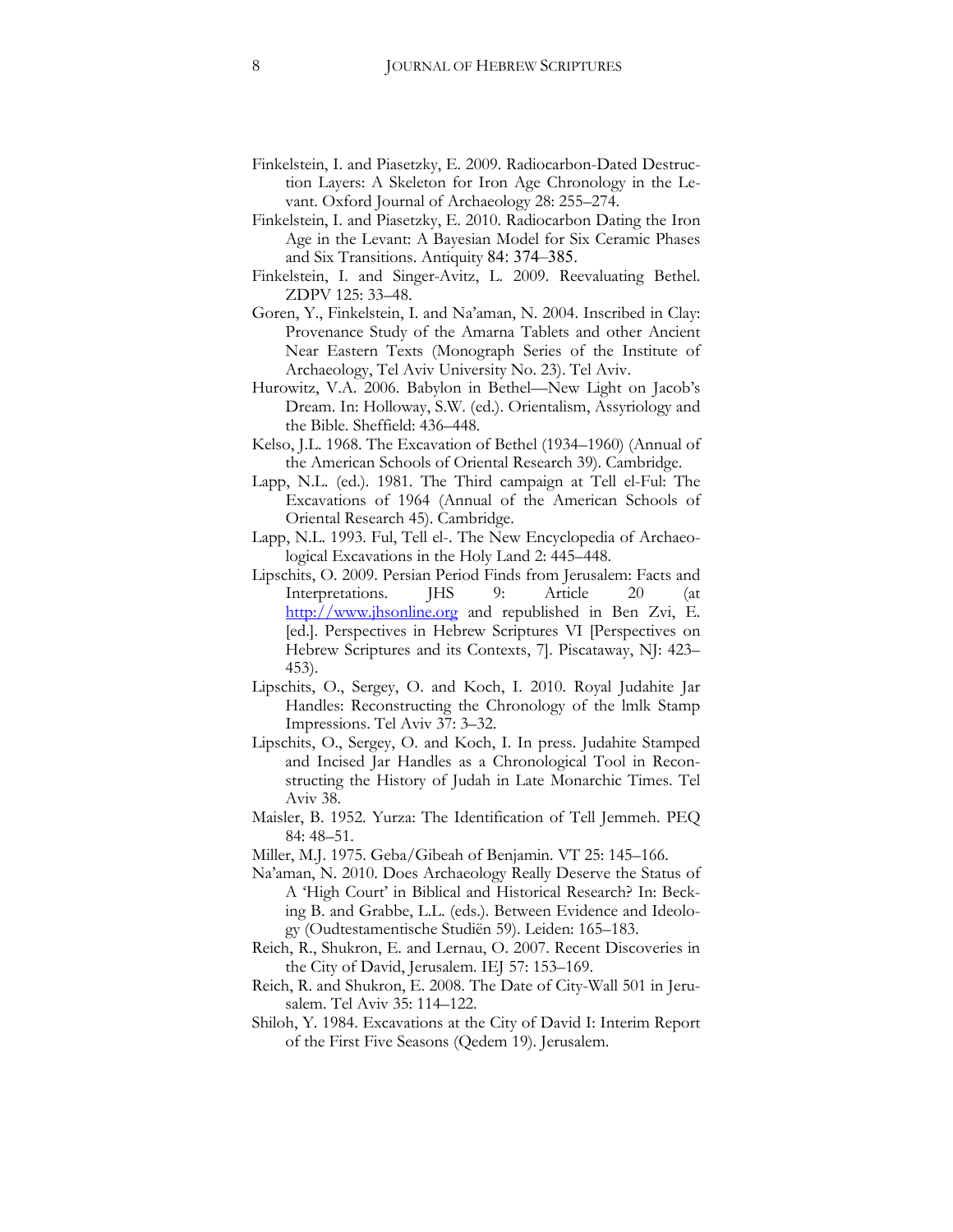Finkelstein, I. and Piasetzky, E. 2009. Radiocarbon-Dated Destruction Layers: A Skeleton for Iron Age Chronology in the Levant. Oxford Journal of Archaeology 28: 255–274.

Finkelstein, I. and Piasetzky, E. 2010. Radiocarbon Dating the Iron Age in the Levant: A Bayesian Model for Six Ceramic Phases and Six Transitions. Antiquity 84: 374–385.

Finkelstein, I. and Singer-Avitz, L. 2009. Reevaluating Bethel. ZDPV 125: 33–48.

Goren, Y., Finkelstein, I. and Na'aman, N. 2004. Inscribed in Clay: Provenance Study of the Amarna Tablets and other Ancient Near Eastern Texts (Monograph Series of the Institute of Archaeology, Tel Aviv University No. 23). Tel Aviv.

Hurowitz, V.A. 2006. Babylon in Bethel—New Light on Jacob's Dream. In: Holloway, S.W. (ed.). Orientalism, Assyriology and the Bible. Sheffield: 436–448.

Kelso, J.L. 1968. The Excavation of Bethel (1934–1960) (Annual of the American Schools of Oriental Research 39). Cambridge.

Lapp, N.L. (ed.). 1981. The Third campaign at Tell el-Ful: The Excavations of 1964 (Annual of the American Schools of Oriental Research 45). Cambridge.

Lapp, N.L. 1993. Ful, Tell el-. The New Encyclopedia of Archaeological Excavations in the Holy Land 2: 445–448.

Lipschits, O. 2009. Persian Period Finds from Jerusalem: Facts and Interpretations. JHS 9: Article 20 (at http://www.jhsonline.org and republished in Ben Zvi, E. [ed.]. Perspectives in Hebrew Scriptures VI [Perspectives on Hebrew Scriptures and its Contexts, 7]. Piscataway, NJ: 423–453).

Lipschits, O., Sergey, O. and Koch, I. 2010. Royal Judahite Jar Handles: Reconstructing the Chronology of the lmlk Stamp Impressions. Tel Aviv 37: 3–32.

Lipschits, O., Sergey, O. and Koch, I. In press. Judahite Stamped and Incised Jar Handles as a Chronological Tool in Reconstructing the History of Judah in Late Monarchic Times. Tel Aviv 38.

Maisler, B. 1952. Yurza: The Identification of Tell Jemmeh. PEQ 84: 48–51.

Miller, M.J. 1975. Geba/Gibeah of Benjamin. VT 25: 145–166.

Na'aman, N. 2010. Does Archaeology Really Deserve the Status of A 'High Court' in Biblical and Historical Research? In: Becking B. and Grabbe, L.L. (eds.). Between Evidence and Ideology (Oudtestamentische Studiën 59). Leiden: 165–183.

Reich, R., Shukron, E. and Lernau, O. 2007. Recent Discoveries in the City of David, Jerusalem. IEJ 57: 153–169.

Reich, R. and Shukron, E. 2008. The Date of City-Wall 501 in Jerusalem. Tel Aviv 35: 114–122.

Shiloh, Y. 1984. Excavations at the City of David I: Interim Report of the First Five Seasons (Qedem 19). Jerusalem.